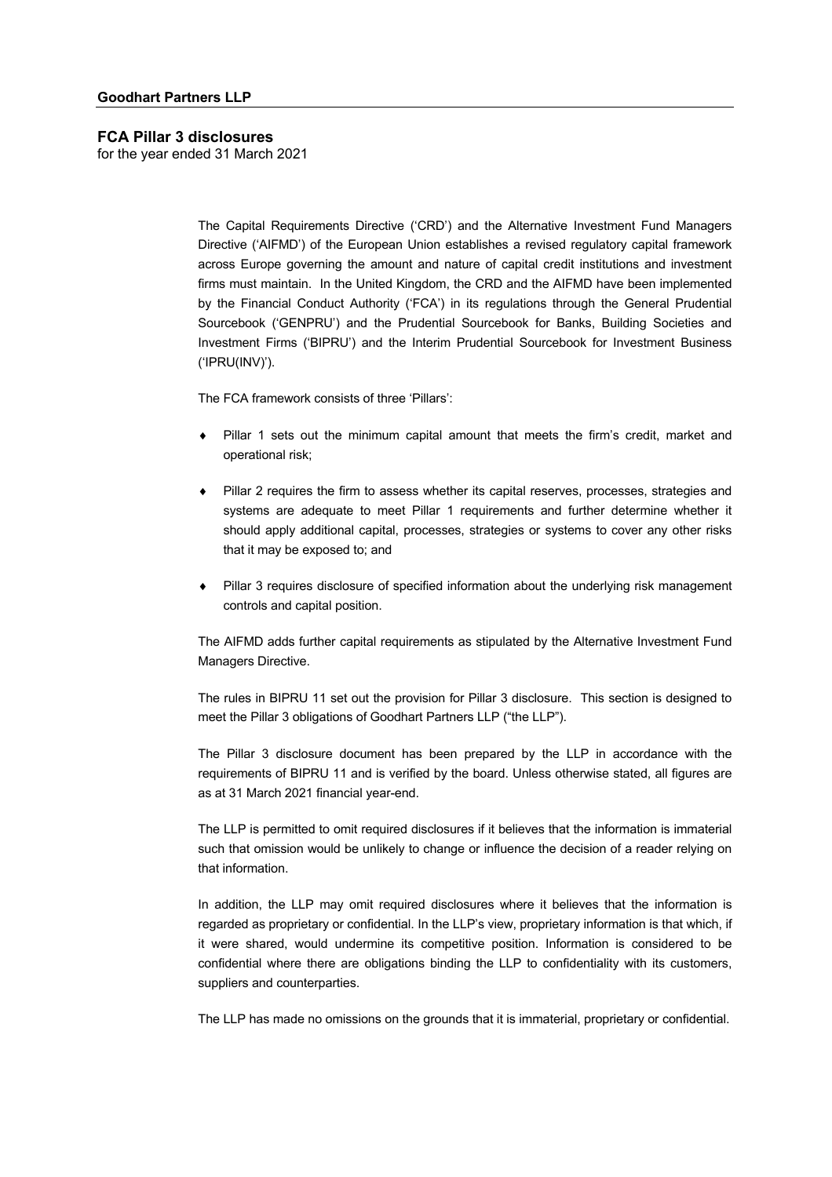**Goodhart Partners LLP**

# FCA Pillar 3 disclosures

for the year ended 31 March 2021

The Capital Requirements Directive ('CRD') and the Alternative Investment Fund Managers Directive ('AIFMD') of the European Union establishes a revised regulatory capital framework across Europe governing the amount and nature of capital credit institutions and investment firms must maintain. In the United Kingdom, the CRD and the AIFMD have been implemented by the Financial Conduct Authority ('FCA') in its regulations through the General Prudential Sourcebook ('GENPRU') and the Prudential Sourcebook for Banks, Building Societies and Investment Firms ('BIPRU') and the Interim Prudential Sourcebook for Investment Business ('IPRU(INV)').

The FCA framework consists of three 'Pillars':

- Pillar 1 sets out the minimum capital amount that meets the firm's credit, market and operational risk;
- Pillar 2 requires the firm to assess whether its capital reserves, processes, strategies and systems are adequate to meet Pillar 1 requirements and further determine whether it should apply additional capital, processes, strategies or systems to cover any other risks that it may be exposed to; and
- Pillar 3 requires disclosure of specified information about the underlying risk management controls and capital position.

The AIFMD adds further capital requirements as stipulated by the Alternative Investment Fund Managers Directive.

The rules in BIPRU 11 set out the provision for Pillar 3 disclosure. This section is designed to meet the Pillar 3 obligations of Goodhart Partners LLP ("the LLP").

The Pillar 3 disclosure document has been prepared by the LLP in accordance with the requirements of BIPRU 11 and is verified by the board. Unless otherwise stated, all figures are as at 31 March 2021 financial year-end.

The LLP is permitted to omit required disclosures if it believes that the information is immaterial such that omission would be unlikely to change or influence the decision of a reader relying on that information.

In addition, the LLP may omit required disclosures where it believes that the information is regarded as proprietary or confidential. In the LLP's view, proprietary information is that which, if it were shared, would undermine its competitive position. Information is considered to be confidential where there are obligations binding the LLP to confidentiality with its customers, suppliers and counterparties.

The LLP has made no omissions on the grounds that it is immaterial, proprietary or confidential.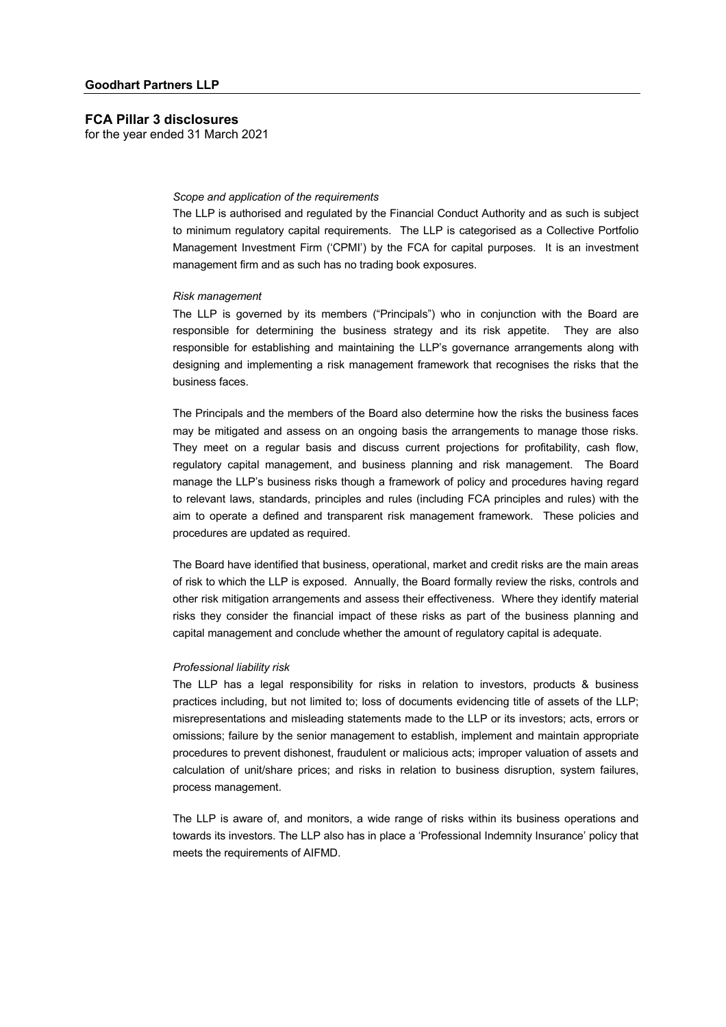*Scope and application of the requirements*

The LLP is authorised and regulated by the Financial Conduct Authority and as such is subject to minimum regulatory capital requirements. The LLP is categorised as a Collective Portfolio Management Investment Firm ('CPMI') by the FCA for capital purposes. It is an investment management firm and as such has no trading book exposures.

*Risk management*

The LLP is governed by its members ("Principals") who in conjunction with the Board are responsible for determining the business strategy and its risk appetite. They are also responsible for establishing and maintaining the LLP's governance arrangements along with designing and implementing a risk management framework that recognises the risks that the business faces.

The Principals and the members of the Board also determine how the risks the business faces may be mitigated and assess on an ongoing basis the arrangements to manage those risks. They meet on a regular basis and discuss current projections for profitability, cash flow, regulatory capital management, and business planning and risk management. The Board manage the LLP's business risks though a framework of policy and procedures having regard to relevant laws, standards, principles and rules (including FCA principles and rules) with the aim to operate a defined and transparent risk management framework. These policies and procedures are updated as required.

The Board have identified that business, operational, market and credit risks are the main areas of risk to which the LLP is exposed. Annually, the Board formally review the risks, controls and other risk mitigation arrangements and assess their effectiveness. Where they identify material risks they consider the financial impact of these risks as part of the business planning and capital management and conclude whether the amount of regulatory capital is adequate.

*Professional liability risk*

The LLP has a legal responsibility for risks in relation to investors, products & business practices including, but not limited to; loss of documents evidencing title of assets of the LLP; misrepresentations and misleading statements made to the LLP or its investors; acts, errors or omissions; failure by the senior management to establish, implement and maintain appropriate procedures to prevent dishonest, fraudulent or malicious acts; improper valuation of assets and calculation of unit/share prices; and risks in relation to business disruption, system failures, process management.

The LLP is aware of, and monitors, a wide range of risks within its business operations and towards its investors. The LLP also has in place a 'Professional Indemnity Insurance' policy that meets the requirements of AIFMD.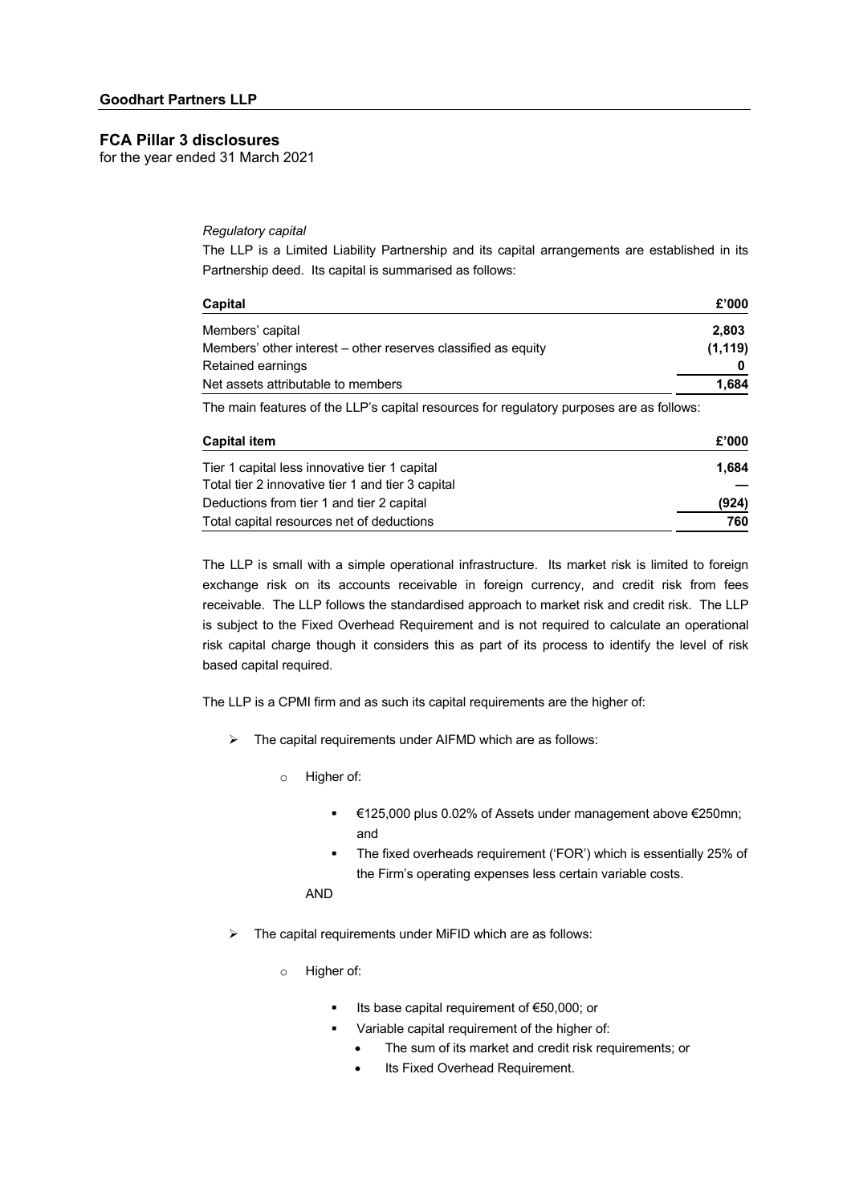*Regulatory capital*

The LLP is a Limited Liability Partnership and its capital arrangements are established in its Partnership deed. Its capital is summarised as follows:

| Capital | £'000 |
|---|---|
| Members' capital | 2,803 |
| Members' other interest – other reserves classified as equity | (1,119) |
| Retained earnings | 0 |
| Net assets attributable to members | 1,684 |

The main features of the LLP's capital resources for regulatory purposes are as follows:

| Capital item | £'000 |
|---|---|
| Tier 1 capital less innovative tier 1 capital | 1,684 |
| Total tier 2 innovative tier 1 and tier 3 capital | — |
| Deductions from tier 1 and tier 2 capital | (924) |
| Total capital resources net of deductions | 760 |

The LLP is small with a simple operational infrastructure. Its market risk is limited to foreign exchange risk on its accounts receivable in foreign currency, and credit risk from fees receivable. The LLP follows the standardised approach to market risk and credit risk. The LLP is subject to the Fixed Overhead Requirement and is not required to calculate an operational risk capital charge though it considers this as part of its process to identify the level of risk based capital required.

The LLP is a CPMI firm and as such its capital requirements are the higher of:

- The capital requirements under AIFMD which are as follows:
  - Higher of:
    - €125,000 plus 0.02% of Assets under management above €250mn; and
    - The fixed overheads requirement ('FOR') which is essentially 25% of the Firm's operating expenses less certain variable costs.

  AND

- The capital requirements under MiFID which are as follows:
  - Higher of:
    - Its base capital requirement of €50,000; or
    - Variable capital requirement of the higher of:
      - The sum of its market and credit risk requirements; or
      - Its Fixed Overhead Requirement.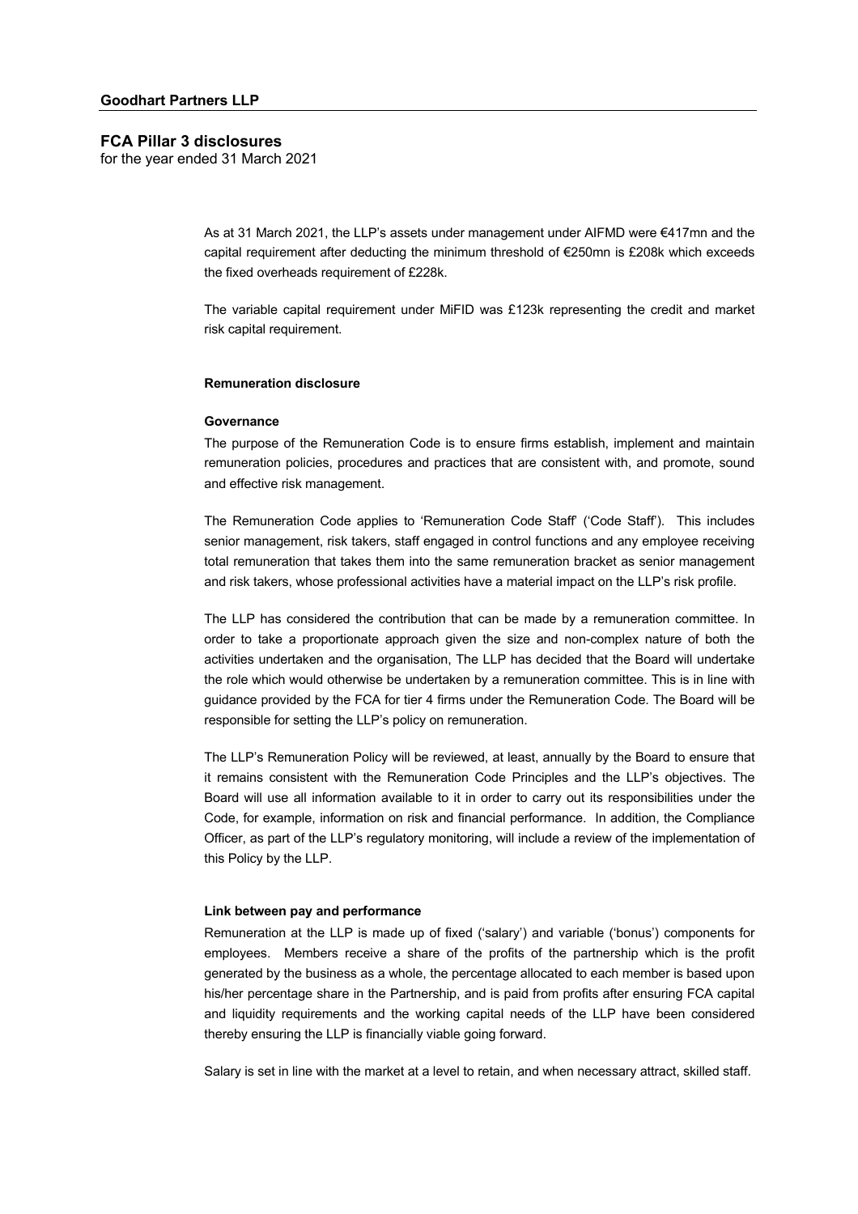As at 31 March 2021, the LLP's assets under management under AIFMD were €417mn and the capital requirement after deducting the minimum threshold of €250mn is £208k which exceeds the fixed overheads requirement of £228k.

The variable capital requirement under MiFID was £123k representing the credit and market risk capital requirement.

### Remuneration disclosure

#### Governance

The purpose of the Remuneration Code is to ensure firms establish, implement and maintain remuneration policies, procedures and practices that are consistent with, and promote, sound and effective risk management.

The Remuneration Code applies to 'Remuneration Code Staff' ('Code Staff'). This includes senior management, risk takers, staff engaged in control functions and any employee receiving total remuneration that takes them into the same remuneration bracket as senior management and risk takers, whose professional activities have a material impact on the LLP's risk profile.

The LLP has considered the contribution that can be made by a remuneration committee. In order to take a proportionate approach given the size and non-complex nature of both the activities undertaken and the organisation, The LLP has decided that the Board will undertake the role which would otherwise be undertaken by a remuneration committee. This is in line with guidance provided by the FCA for tier 4 firms under the Remuneration Code. The Board will be responsible for setting the LLP's policy on remuneration.

The LLP's Remuneration Policy will be reviewed, at least, annually by the Board to ensure that it remains consistent with the Remuneration Code Principles and the LLP's objectives. The Board will use all information available to it in order to carry out its responsibilities under the Code, for example, information on risk and financial performance. In addition, the Compliance Officer, as part of the LLP's regulatory monitoring, will include a review of the implementation of this Policy by the LLP.

#### Link between pay and performance

Remuneration at the LLP is made up of fixed ('salary') and variable ('bonus') components for employees. Members receive a share of the profits of the partnership which is the profit generated by the business as a whole, the percentage allocated to each member is based upon his/her percentage share in the Partnership, and is paid from profits after ensuring FCA capital and liquidity requirements and the working capital needs of the LLP have been considered thereby ensuring the LLP is financially viable going forward.

Salary is set in line with the market at a level to retain, and when necessary attract, skilled staff.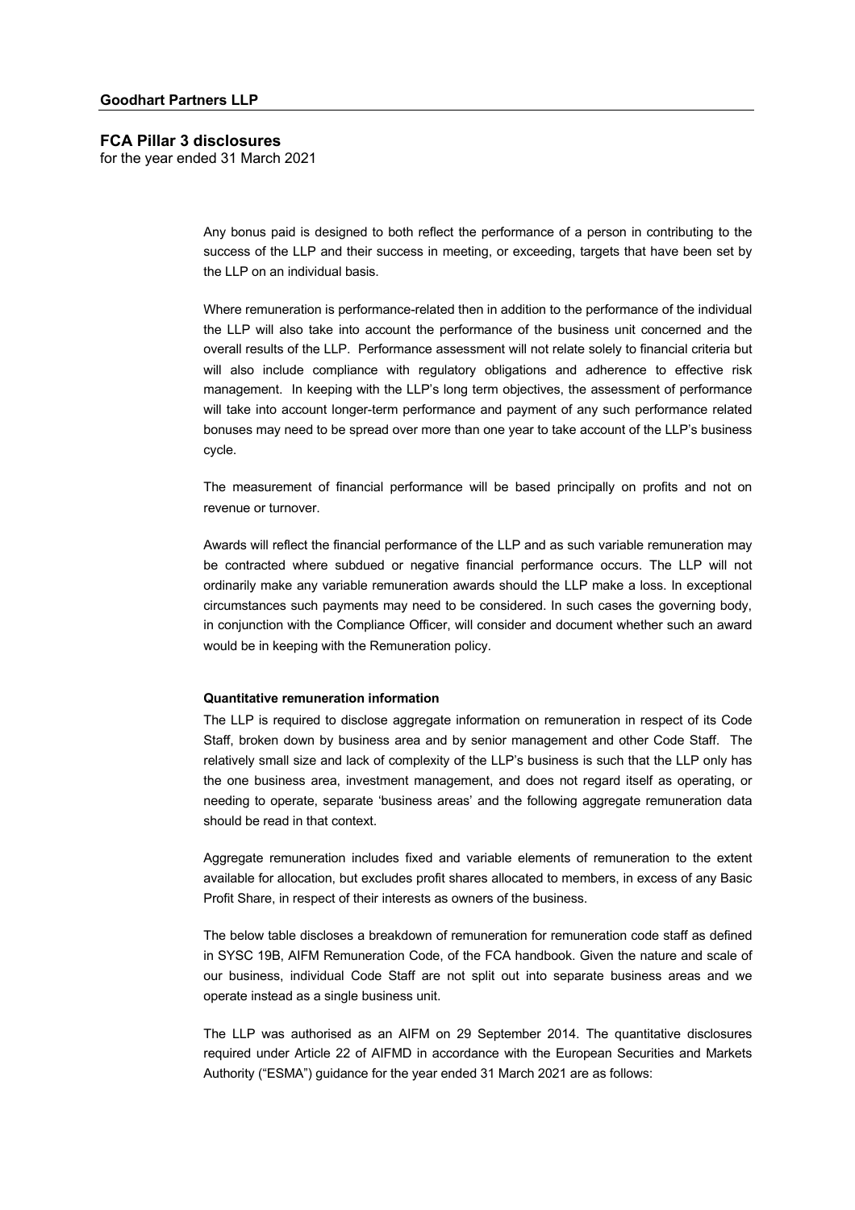Any bonus paid is designed to both reflect the performance of a person in contributing to the success of the LLP and their success in meeting, or exceeding, targets that have been set by the LLP on an individual basis.

Where remuneration is performance-related then in addition to the performance of the individual the LLP will also take into account the performance of the business unit concerned and the overall results of the LLP. Performance assessment will not relate solely to financial criteria but will also include compliance with regulatory obligations and adherence to effective risk management. In keeping with the LLP's long term objectives, the assessment of performance will take into account longer-term performance and payment of any such performance related bonuses may need to be spread over more than one year to take account of the LLP's business cycle.

The measurement of financial performance will be based principally on profits and not on revenue or turnover.

Awards will reflect the financial performance of the LLP and as such variable remuneration may be contracted where subdued or negative financial performance occurs. The LLP will not ordinarily make any variable remuneration awards should the LLP make a loss. In exceptional circumstances such payments may need to be considered. In such cases the governing body, in conjunction with the Compliance Officer, will consider and document whether such an award would be in keeping with the Remuneration policy.

**Quantitative remuneration information**

The LLP is required to disclose aggregate information on remuneration in respect of its Code Staff, broken down by business area and by senior management and other Code Staff. The relatively small size and lack of complexity of the LLP's business is such that the LLP only has the one business area, investment management, and does not regard itself as operating, or needing to operate, separate 'business areas' and the following aggregate remuneration data should be read in that context.

Aggregate remuneration includes fixed and variable elements of remuneration to the extent available for allocation, but excludes profit shares allocated to members, in excess of any Basic Profit Share, in respect of their interests as owners of the business.

The below table discloses a breakdown of remuneration for remuneration code staff as defined in SYSC 19B, AIFM Remuneration Code, of the FCA handbook. Given the nature and scale of our business, individual Code Staff are not split out into separate business areas and we operate instead as a single business unit.

The LLP was authorised as an AIFM on 29 September 2014. The quantitative disclosures required under Article 22 of AIFMD in accordance with the European Securities and Markets Authority ("ESMA") guidance for the year ended 31 March 2021 are as follows: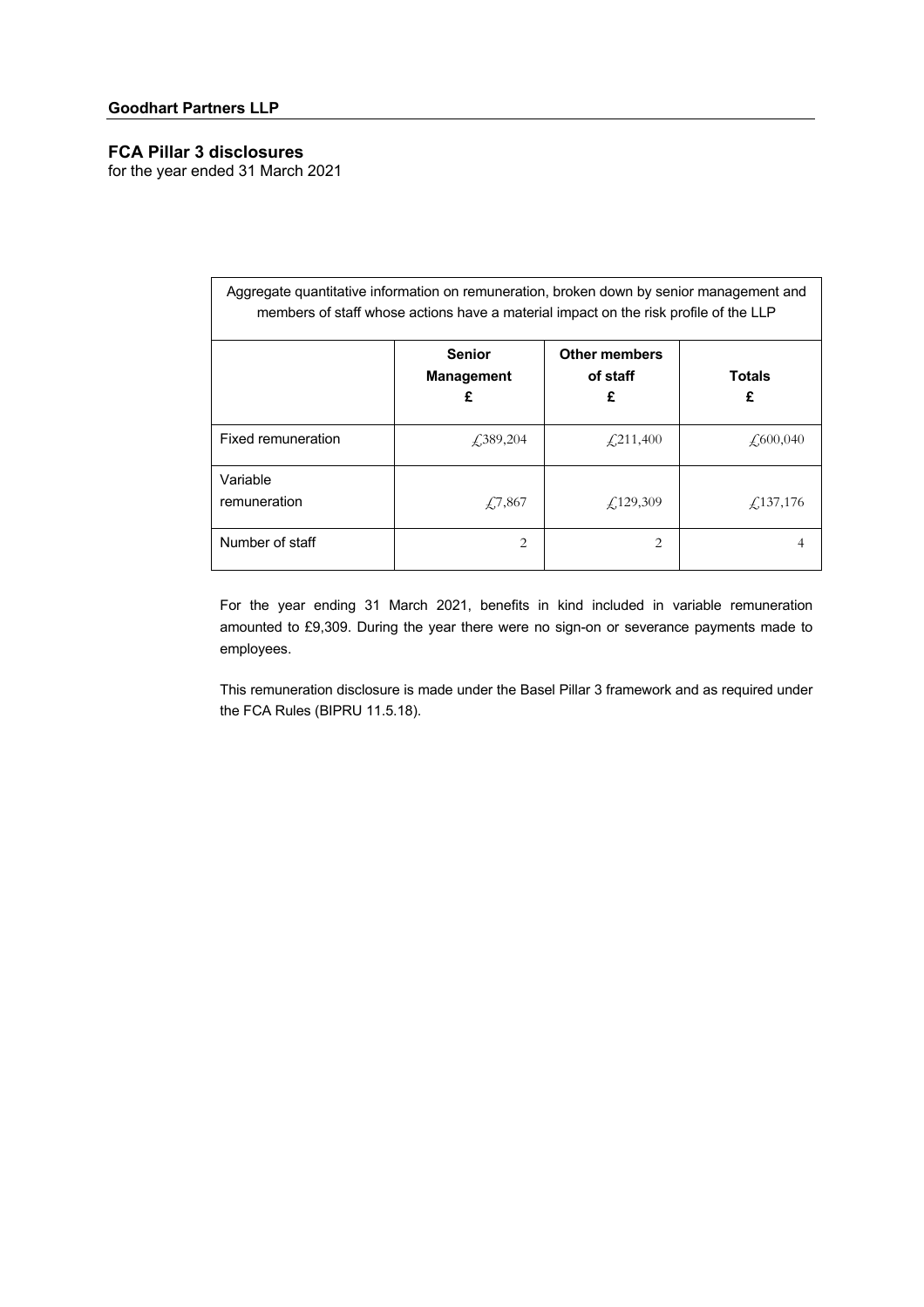Aggregate quantitative information on remuneration, broken down by senior management and members of staff whose actions have a material impact on the risk profile of the LLP

| | Senior Management £ | Other members of staff £ | Totals £ |
|---|---|---|---|
| Fixed remuneration | £389,204 | £211,400 | £600,040 |
| Variable remuneration | £7,867 | £129,309 | £137,176 |
| Number of staff | 2 | 2 | 4 |

For the year ending 31 March 2021, benefits in kind included in variable remuneration amounted to £9,309. During the year there were no sign-on or severance payments made to employees.

This remuneration disclosure is made under the Basel Pillar 3 framework and as required under the FCA Rules (BIPRU 11.5.18).